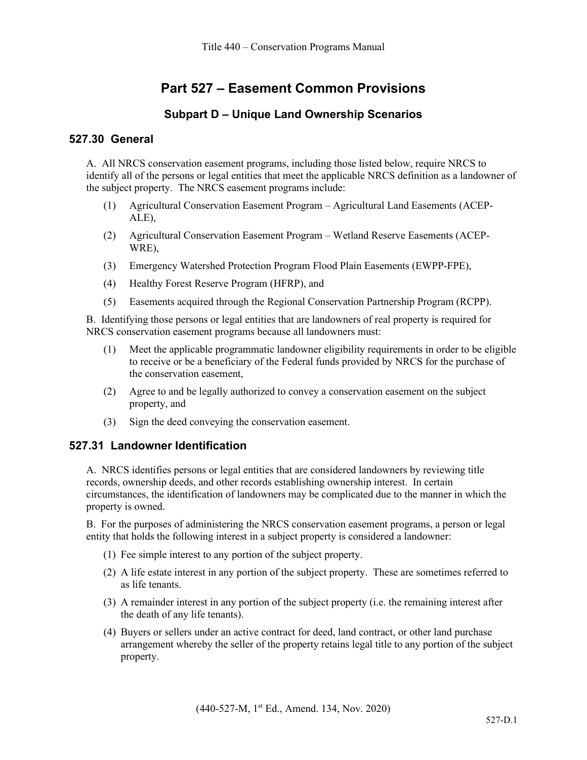# Part 527 – Easement Common Provisions

## Subpart D – Unique Land Ownership Scenarios

### 527.30 General

A. All NRCS conservation easement programs, including those listed below, require NRCS to identify all of the persons or legal entities that meet the applicable NRCS definition as a landowner of the subject property. The NRCS easement programs include:

(1) Agricultural Conservation Easement Program – Agricultural Land Easements (ACEP-ALE),

(2) Agricultural Conservation Easement Program – Wetland Reserve Easements (ACEP-WRE),

(3) Emergency Watershed Protection Program Flood Plain Easements (EWPP-FPE),

(4) Healthy Forest Reserve Program (HFRP), and

(5) Easements acquired through the Regional Conservation Partnership Program (RCPP).

B. Identifying those persons or legal entities that are landowners of real property is required for NRCS conservation easement programs because all landowners must:

(1) Meet the applicable programmatic landowner eligibility requirements in order to be eligible to receive or be a beneficiary of the Federal funds provided by NRCS for the purchase of the conservation easement,

(2) Agree to and be legally authorized to convey a conservation easement on the subject property, and

(3) Sign the deed conveying the conservation easement.

### 527.31 Landowner Identification

A. NRCS identifies persons or legal entities that are considered landowners by reviewing title records, ownership deeds, and other records establishing ownership interest. In certain circumstances, the identification of landowners may be complicated due to the manner in which the property is owned.

B. For the purposes of administering the NRCS conservation easement programs, a person or legal entity that holds the following interest in a subject property is considered a landowner:

(1) Fee simple interest to any portion of the subject property.

(2) A life estate interest in any portion of the subject property. These are sometimes referred to as life tenants.

(3) A remainder interest in any portion of the subject property (i.e. the remaining interest after the death of any life tenants).

(4) Buyers or sellers under an active contract for deed, land contract, or other land purchase arrangement whereby the seller of the property retains legal title to any portion of the subject property.

(440-527-M, 1st Ed., Amend. 134, Nov. 2020)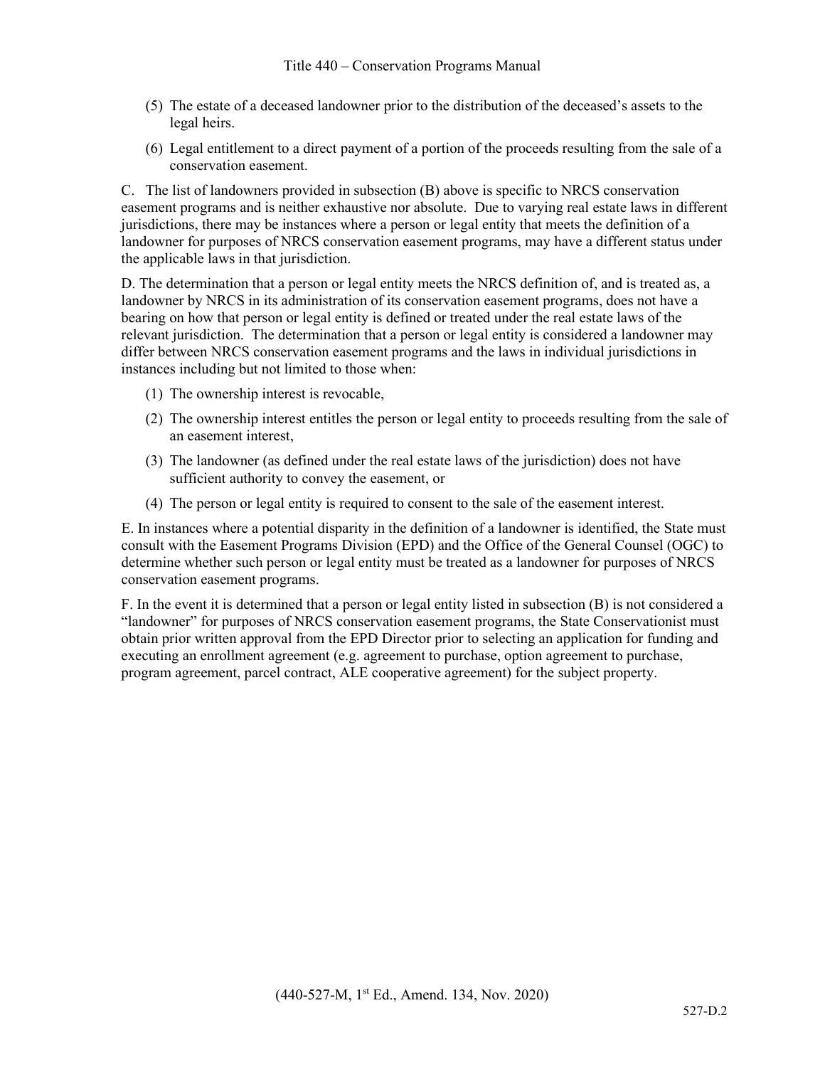(5) The estate of a deceased landowner prior to the distribution of the deceased's assets to the legal heirs.

(6) Legal entitlement to a direct payment of a portion of the proceeds resulting from the sale of a conservation easement.

C. The list of landowners provided in subsection (B) above is specific to NRCS conservation easement programs and is neither exhaustive nor absolute. Due to varying real estate laws in different jurisdictions, there may be instances where a person or legal entity that meets the definition of a landowner for purposes of NRCS conservation easement programs, may have a different status under the applicable laws in that jurisdiction.

D. The determination that a person or legal entity meets the NRCS definition of, and is treated as, a landowner by NRCS in its administration of its conservation easement programs, does not have a bearing on how that person or legal entity is defined or treated under the real estate laws of the relevant jurisdiction. The determination that a person or legal entity is considered a landowner may differ between NRCS conservation easement programs and the laws in individual jurisdictions in instances including but not limited to those when:

(1) The ownership interest is revocable,

(2) The ownership interest entitles the person or legal entity to proceeds resulting from the sale of an easement interest,

(3) The landowner (as defined under the real estate laws of the jurisdiction) does not have sufficient authority to convey the easement, or

(4) The person or legal entity is required to consent to the sale of the easement interest.

E. In instances where a potential disparity in the definition of a landowner is identified, the State must consult with the Easement Programs Division (EPD) and the Office of the General Counsel (OGC) to determine whether such person or legal entity must be treated as a landowner for purposes of NRCS conservation easement programs.

F. In the event it is determined that a person or legal entity listed in subsection (B) is not considered a "landowner" for purposes of NRCS conservation easement programs, the State Conservationist must obtain prior written approval from the EPD Director prior to selecting an application for funding and executing an enrollment agreement (e.g. agreement to purchase, option agreement to purchase, program agreement, parcel contract, ALE cooperative agreement) for the subject property.